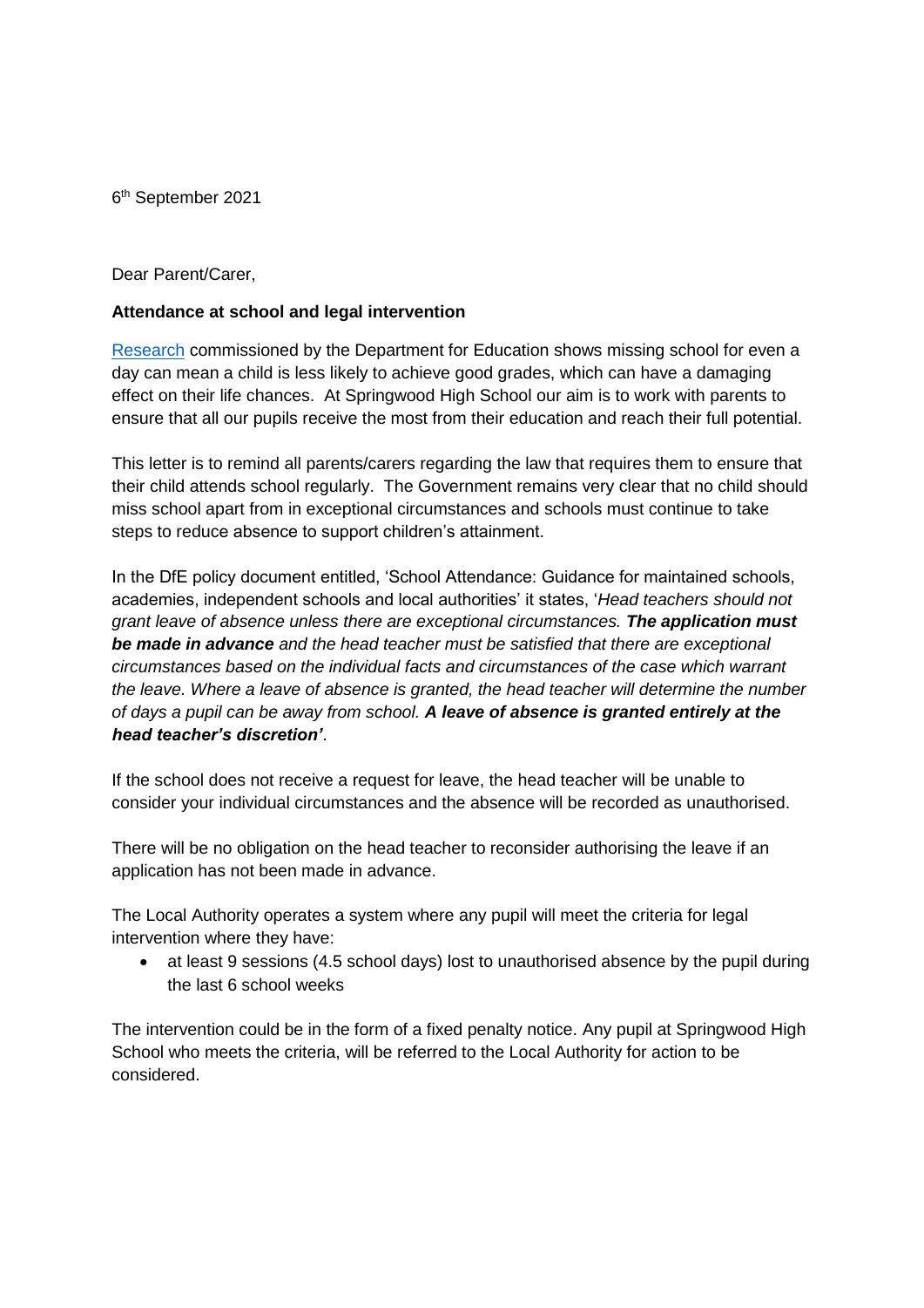6th September 2021

Dear Parent/Carer,

**Attendance at school and legal intervention**

Research commissioned by the Department for Education shows missing school for even a day can mean a child is less likely to achieve good grades, which can have a damaging effect on their life chances. At Springwood High School our aim is to work with parents to ensure that all our pupils receive the most from their education and reach their full potential.

This letter is to remind all parents/carers regarding the law that requires them to ensure that their child attends school regularly. The Government remains very clear that no child should miss school apart from in exceptional circumstances and schools must continue to take steps to reduce absence to support children's attainment.

In the DfE policy document entitled, 'School Attendance: Guidance for maintained schools, academies, independent schools and local authorities' it states, '*Head teachers should not grant leave of absence unless there are exceptional circumstances.* ***The application must be made in advance*** *and the head teacher must be satisfied that there are exceptional circumstances based on the individual facts and circumstances of the case which warrant the leave. Where a leave of absence is granted, the head teacher will determine the number of days a pupil can be away from school.* ***A leave of absence is granted entirely at the head teacher's discretion'***.

If the school does not receive a request for leave, the head teacher will be unable to consider your individual circumstances and the absence will be recorded as unauthorised.

There will be no obligation on the head teacher to reconsider authorising the leave if an application has not been made in advance.

The Local Authority operates a system where any pupil will meet the criteria for legal intervention where they have:

- at least 9 sessions (4.5 school days) lost to unauthorised absence by the pupil during the last 6 school weeks

The intervention could be in the form of a fixed penalty notice. Any pupil at Springwood High School who meets the criteria, will be referred to the Local Authority for action to be considered.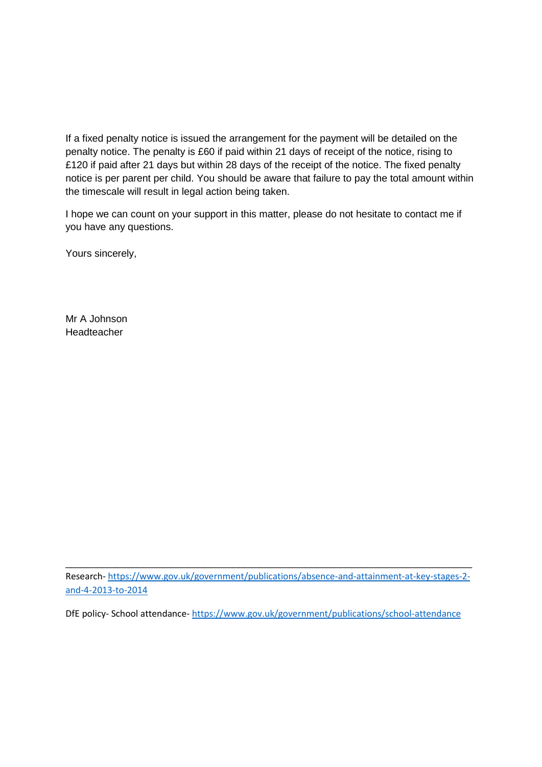If a fixed penalty notice is issued the arrangement for the payment will be detailed on the penalty notice. The penalty is £60 if paid within 21 days of receipt of the notice, rising to £120 if paid after 21 days but within 28 days of the receipt of the notice. The fixed penalty notice is per parent per child. You should be aware that failure to pay the total amount within the timescale will result in legal action being taken.

I hope we can count on your support in this matter, please do not hesitate to contact me if you have any questions.

Yours sincerely,

Mr A Johnson
Headteacher

---

Research- https://www.gov.uk/government/publications/absence-and-attainment-at-key-stages-2-and-4-2013-to-2014

DfE policy- School attendance- https://www.gov.uk/government/publications/school-attendance